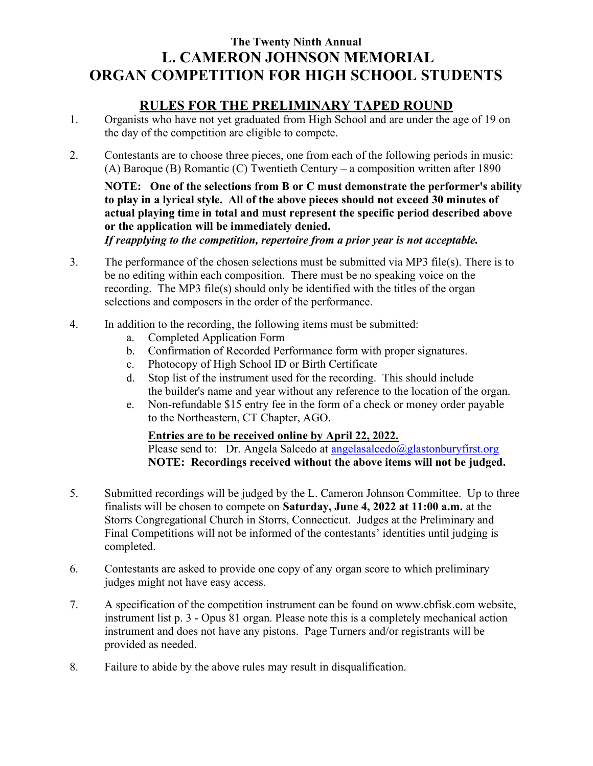### The Twenty Ninth Annual

# L. CAMERON JOHNSON MEMORIAL ORGAN COMPETITION FOR HIGH SCHOOL STUDENTS

## RULES FOR THE PRELIMINARY TAPED ROUND

1. Organists who have not yet graduated from High School and are under the age of 19 on the day of the competition are eligible to compete.

2. Contestants are to choose three pieces, one from each of the following periods in music: (A) Baroque (B) Romantic (C) Twentieth Century – a composition written after 1890

   **NOTE: One of the selections from B or C must demonstrate the performer's ability to play in a lyrical style. All of the above pieces should not exceed 30 minutes of actual playing time in total and must represent the specific period described above or the application will be immediately denied.**
   ***If reapplying to the competition, repertoire from a prior year is not acceptable.***

3. The performance of the chosen selections must be submitted via MP3 file(s). There is to be no editing within each composition. There must be no speaking voice on the recording. The MP3 file(s) should only be identified with the titles of the organ selections and composers in the order of the performance.

4. In addition to the recording, the following items must be submitted:
   a. Completed Application Form
   b. Confirmation of Recorded Performance form with proper signatures.
   c. Photocopy of High School ID or Birth Certificate
   d. Stop list of the instrument used for the recording. This should include the builder's name and year without any reference to the location of the organ.
   e. Non-refundable $15 entry fee in the form of a check or money order payable to the Northeastern, CT Chapter, AGO.

   **Entries are to be received online by April 22, 2022.**
   Please send to: Dr. Angela Salcedo at angelasalcedo@glastonburyfirst.org
   **NOTE: Recordings received without the above items will not be judged.**

5. Submitted recordings will be judged by the L. Cameron Johnson Committee. Up to three finalists will be chosen to compete on **Saturday, June 4, 2022 at 11:00 a.m.** at the Storrs Congregational Church in Storrs, Connecticut. Judges at the Preliminary and Final Competitions will not be informed of the contestants' identities until judging is completed.

6. Contestants are asked to provide one copy of any organ score to which preliminary judges might not have easy access.

7. A specification of the competition instrument can be found on www.cbfisk.com website, instrument list p. 3 - Opus 81 organ. Please note this is a completely mechanical action instrument and does not have any pistons. Page Turners and/or registrants will be provided as needed.

8. Failure to abide by the above rules may result in disqualification.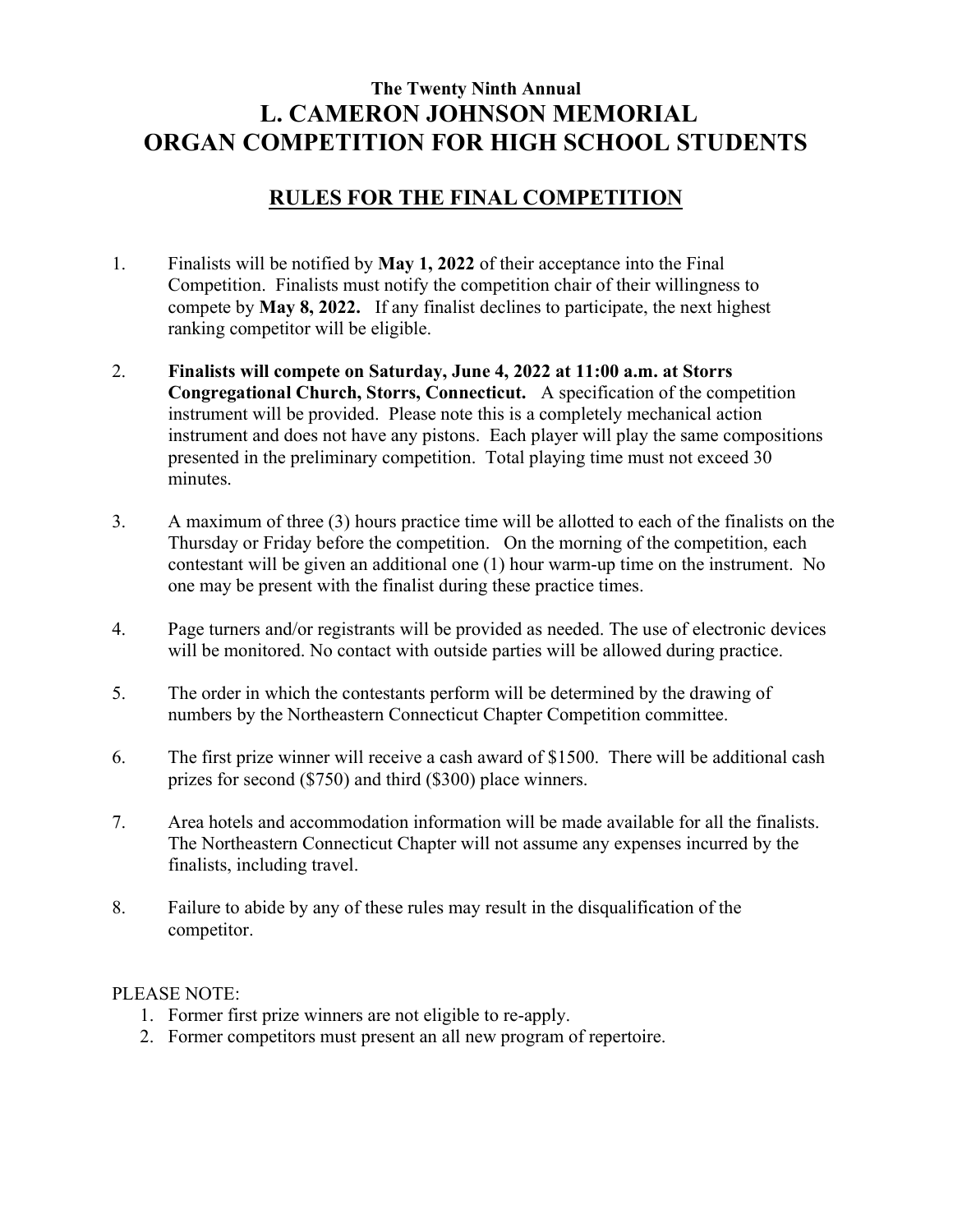**The Twenty Ninth Annual**

# L. CAMERON JOHNSON MEMORIAL ORGAN COMPETITION FOR HIGH SCHOOL STUDENTS

## RULES FOR THE FINAL COMPETITION

1. Finalists will be notified by **May 1, 2022** of their acceptance into the Final Competition. Finalists must notify the competition chair of their willingness to compete by **May 8, 2022.** If any finalist declines to participate, the next highest ranking competitor will be eligible.

2. **Finalists will compete on Saturday, June 4, 2022 at 11:00 a.m. at Storrs Congregational Church, Storrs, Connecticut.** A specification of the competition instrument will be provided. Please note this is a completely mechanical action instrument and does not have any pistons. Each player will play the same compositions presented in the preliminary competition. Total playing time must not exceed 30 minutes.

3. A maximum of three (3) hours practice time will be allotted to each of the finalists on the Thursday or Friday before the competition. On the morning of the competition, each contestant will be given an additional one (1) hour warm-up time on the instrument. No one may be present with the finalist during these practice times.

4. Page turners and/or registrants will be provided as needed. The use of electronic devices will be monitored. No contact with outside parties will be allowed during practice.

5. The order in which the contestants perform will be determined by the drawing of numbers by the Northeastern Connecticut Chapter Competition committee.

6. The first prize winner will receive a cash award of $1500. There will be additional cash prizes for second ($750) and third ($300) place winners.

7. Area hotels and accommodation information will be made available for all the finalists. The Northeastern Connecticut Chapter will not assume any expenses incurred by the finalists, including travel.

8. Failure to abide by any of these rules may result in the disqualification of the competitor.

PLEASE NOTE:

1. Former first prize winners are not eligible to re-apply.
2. Former competitors must present an all new program of repertoire.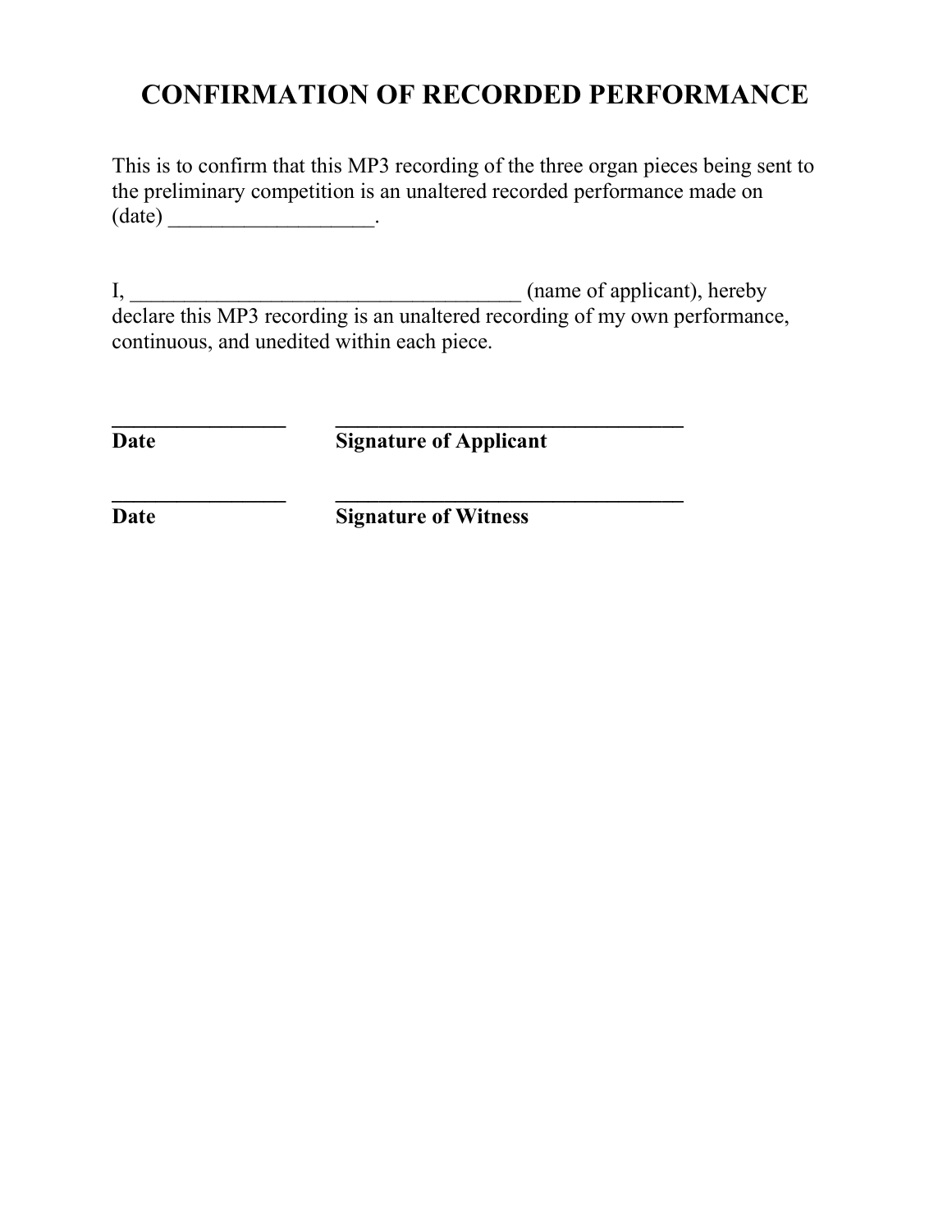# CONFIRMATION OF RECORDED PERFORMANCE

This is to confirm that this MP3 recording of the three organ pieces being sent to the preliminary competition is an unaltered recorded performance made on (date) ___________________.

I, ____________________________________ (name of applicant), hereby declare this MP3 recording is an unaltered recording of my own performance, continuous, and unedited within each piece.

________________ ________________________________
**Date** **Signature of Applicant**

________________ ________________________________
**Date** **Signature of Witness**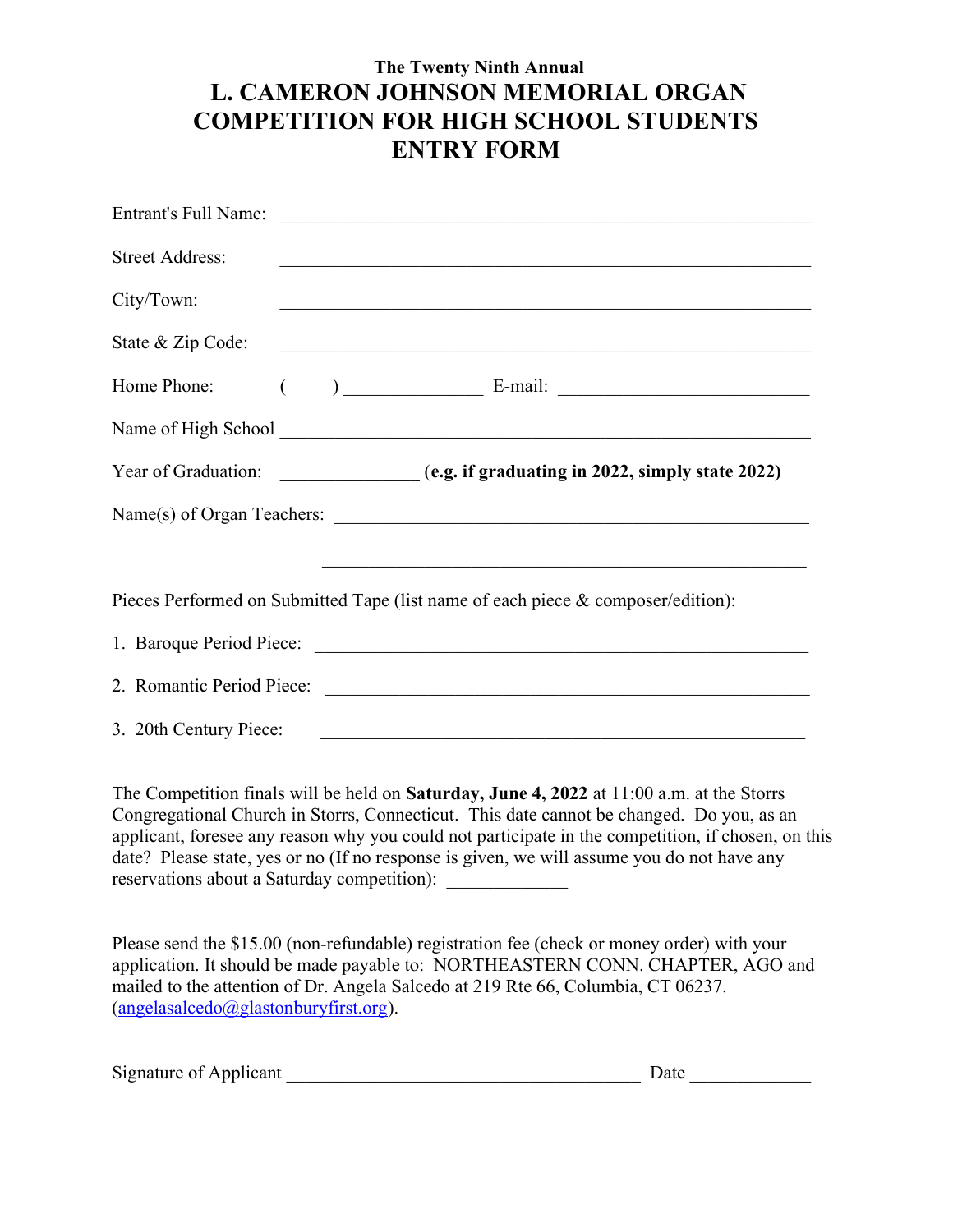**The Twenty Ninth Annual**

# L. CAMERON JOHNSON MEMORIAL ORGAN COMPETITION FOR HIGH SCHOOL STUDENTS ENTRY FORM

Entrant's Full Name: ____________________________________________________________

Street Address: ____________________________________________________________

City/Town: ____________________________________________________________

State & Zip Code: ____________________________________________________________

Home Phone: ( ) _______________ E-mail: ___________________________

Name of High School ____________________________________________________________

Year of Graduation: _______________ **(e.g. if graduating in 2022, simply state 2022)**

Name(s) of Organ Teachers: ____________________________________________________

____________________________________________________

Pieces Performed on Submitted Tape (list name of each piece & composer/edition):

1. Baroque Period Piece: ______________________________________________________
2. Romantic Period Piece: _____________________________________________________
3. 20th Century Piece: ______________________________________________________

The Competition finals will be held on **Saturday, June 4, 2022** at 11:00 a.m. at the Storrs Congregational Church in Storrs, Connecticut. This date cannot be changed. Do you, as an applicant, foresee any reason why you could not participate in the competition, if chosen, on this date? Please state, yes or no (If no response is given, we will assume you do not have any reservations about a Saturday competition): _____________

Please send the $15.00 (non-refundable) registration fee (check or money order) with your application. It should be made payable to: NORTHEASTERN CONN. CHAPTER, AGO and mailed to the attention of Dr. Angela Salcedo at 219 Rte 66, Columbia, CT 06237. (angelasalcedo@glastonburyfirst.org).

Signature of Applicant ______________________________________ Date _____________